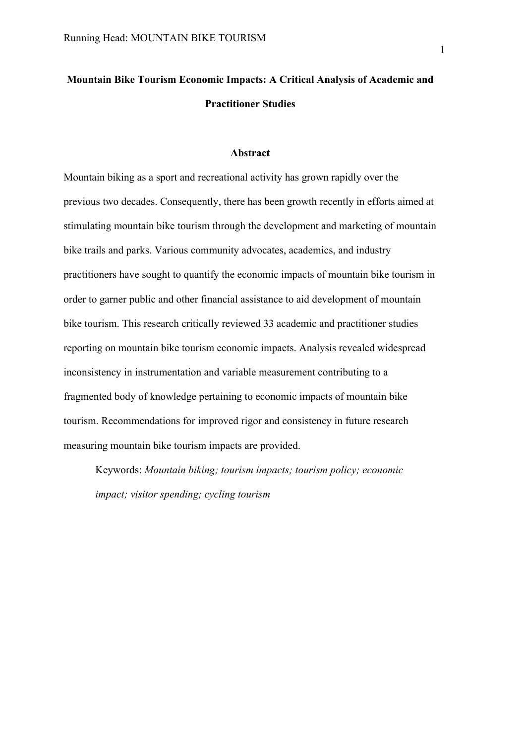# Mountain Bike Tourism Economic Impacts: A Critical Analysis of Academic and Practitioner Studies

## Abstract

Mountain biking as a sport and recreational activity has grown rapidly over the previous two decades. Consequently, there has been growth recently in efforts aimed at stimulating mountain bike tourism through the development and marketing of mountain bike trails and parks. Various community advocates, academics, and industry practitioners have sought to quantify the economic impacts of mountain bike tourism in order to garner public and other financial assistance to aid development of mountain bike tourism. This research critically reviewed 33 academic and practitioner studies reporting on mountain bike tourism economic impacts. Analysis revealed widespread inconsistency in instrumentation and variable measurement contributing to a fragmented body of knowledge pertaining to economic impacts of mountain bike tourism. Recommendations for improved rigor and consistency in future research measuring mountain bike tourism impacts are provided.

Keywords: *Mountain biking; tourism impacts; tourism policy; economic impact; visitor spending; cycling tourism*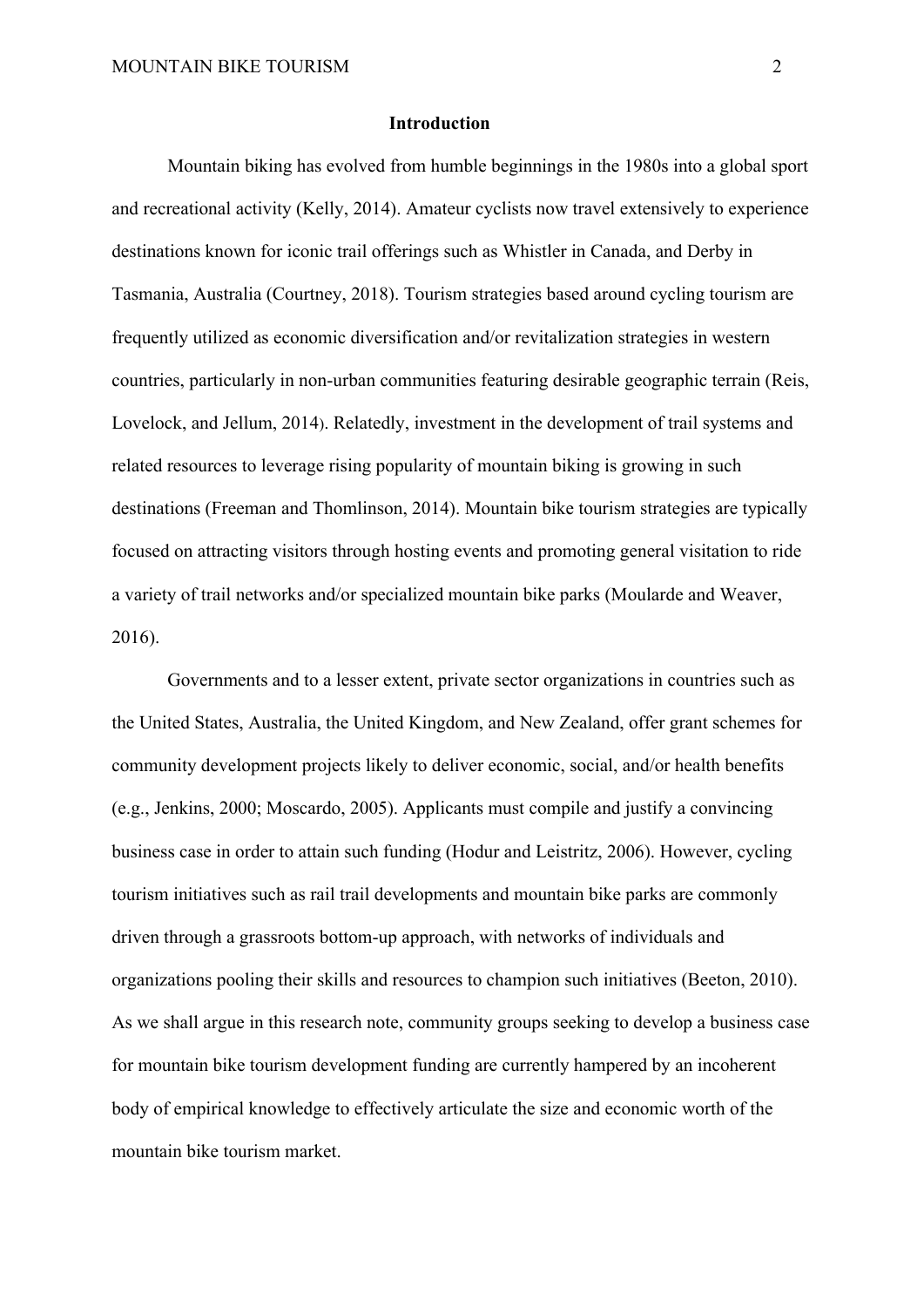## Introduction

Mountain biking has evolved from humble beginnings in the 1980s into a global sport and recreational activity (Kelly, 2014). Amateur cyclists now travel extensively to experience destinations known for iconic trail offerings such as Whistler in Canada, and Derby in Tasmania, Australia (Courtney, 2018). Tourism strategies based around cycling tourism are frequently utilized as economic diversification and/or revitalization strategies in western countries, particularly in non-urban communities featuring desirable geographic terrain (Reis, Lovelock, and Jellum, 2014). Relatedly, investment in the development of trail systems and related resources to leverage rising popularity of mountain biking is growing in such destinations (Freeman and Thomlinson, 2014). Mountain bike tourism strategies are typically focused on attracting visitors through hosting events and promoting general visitation to ride a variety of trail networks and/or specialized mountain bike parks (Moularde and Weaver, 2016).

Governments and to a lesser extent, private sector organizations in countries such as the United States, Australia, the United Kingdom, and New Zealand, offer grant schemes for community development projects likely to deliver economic, social, and/or health benefits (e.g., Jenkins, 2000; Moscardo, 2005). Applicants must compile and justify a convincing business case in order to attain such funding (Hodur and Leistritz, 2006). However, cycling tourism initiatives such as rail trail developments and mountain bike parks are commonly driven through a grassroots bottom-up approach, with networks of individuals and organizations pooling their skills and resources to champion such initiatives (Beeton, 2010). As we shall argue in this research note, community groups seeking to develop a business case for mountain bike tourism development funding are currently hampered by an incoherent body of empirical knowledge to effectively articulate the size and economic worth of the mountain bike tourism market.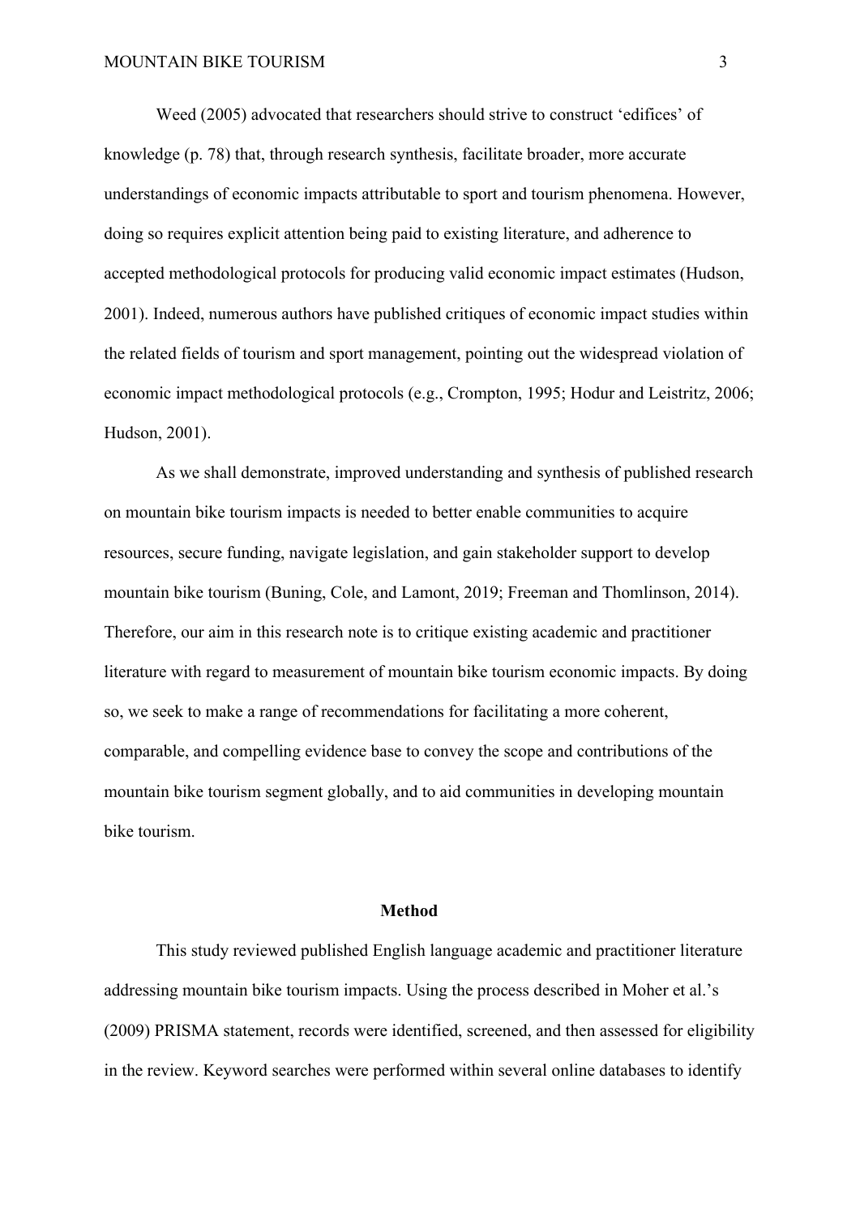Weed (2005) advocated that researchers should strive to construct 'edifices' of knowledge (p. 78) that, through research synthesis, facilitate broader, more accurate understandings of economic impacts attributable to sport and tourism phenomena. However, doing so requires explicit attention being paid to existing literature, and adherence to accepted methodological protocols for producing valid economic impact estimates (Hudson, 2001). Indeed, numerous authors have published critiques of economic impact studies within the related fields of tourism and sport management, pointing out the widespread violation of economic impact methodological protocols (e.g., Crompton, 1995; Hodur and Leistritz, 2006; Hudson, 2001).

As we shall demonstrate, improved understanding and synthesis of published research on mountain bike tourism impacts is needed to better enable communities to acquire resources, secure funding, navigate legislation, and gain stakeholder support to develop mountain bike tourism (Buning, Cole, and Lamont, 2019; Freeman and Thomlinson, 2014). Therefore, our aim in this research note is to critique existing academic and practitioner literature with regard to measurement of mountain bike tourism economic impacts. By doing so, we seek to make a range of recommendations for facilitating a more coherent, comparable, and compelling evidence base to convey the scope and contributions of the mountain bike tourism segment globally, and to aid communities in developing mountain bike tourism.

## Method

This study reviewed published English language academic and practitioner literature addressing mountain bike tourism impacts. Using the process described in Moher et al.'s (2009) PRISMA statement, records were identified, screened, and then assessed for eligibility in the review. Keyword searches were performed within several online databases to identify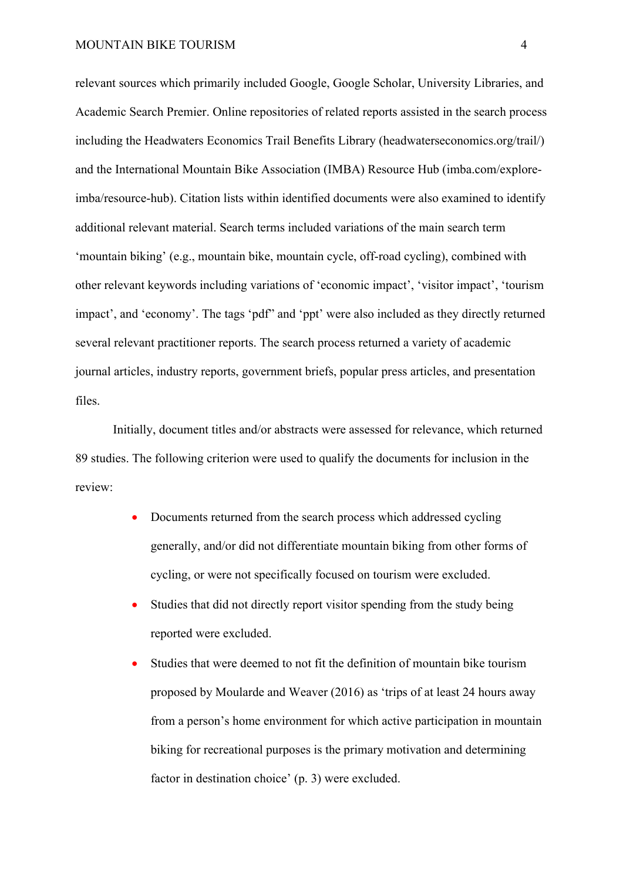relevant sources which primarily included Google, Google Scholar, University Libraries, and Academic Search Premier. Online repositories of related reports assisted in the search process including the Headwaters Economics Trail Benefits Library (headwaterseconomics.org/trail/) and the International Mountain Bike Association (IMBA) Resource Hub (imba.com/explore-imba/resource-hub). Citation lists within identified documents were also examined to identify additional relevant material. Search terms included variations of the main search term 'mountain biking' (e.g., mountain bike, mountain cycle, off-road cycling), combined with other relevant keywords including variations of 'economic impact', 'visitor impact', 'tourism impact', and 'economy'. The tags 'pdf' and 'ppt' were also included as they directly returned several relevant practitioner reports. The search process returned a variety of academic journal articles, industry reports, government briefs, popular press articles, and presentation files.

Initially, document titles and/or abstracts were assessed for relevance, which returned 89 studies. The following criterion were used to qualify the documents for inclusion in the review:

- Documents returned from the search process which addressed cycling generally, and/or did not differentiate mountain biking from other forms of cycling, or were not specifically focused on tourism were excluded.
- Studies that did not directly report visitor spending from the study being reported were excluded.
- Studies that were deemed to not fit the definition of mountain bike tourism proposed by Moularde and Weaver (2016) as 'trips of at least 24 hours away from a person's home environment for which active participation in mountain biking for recreational purposes is the primary motivation and determining factor in destination choice' (p. 3) were excluded.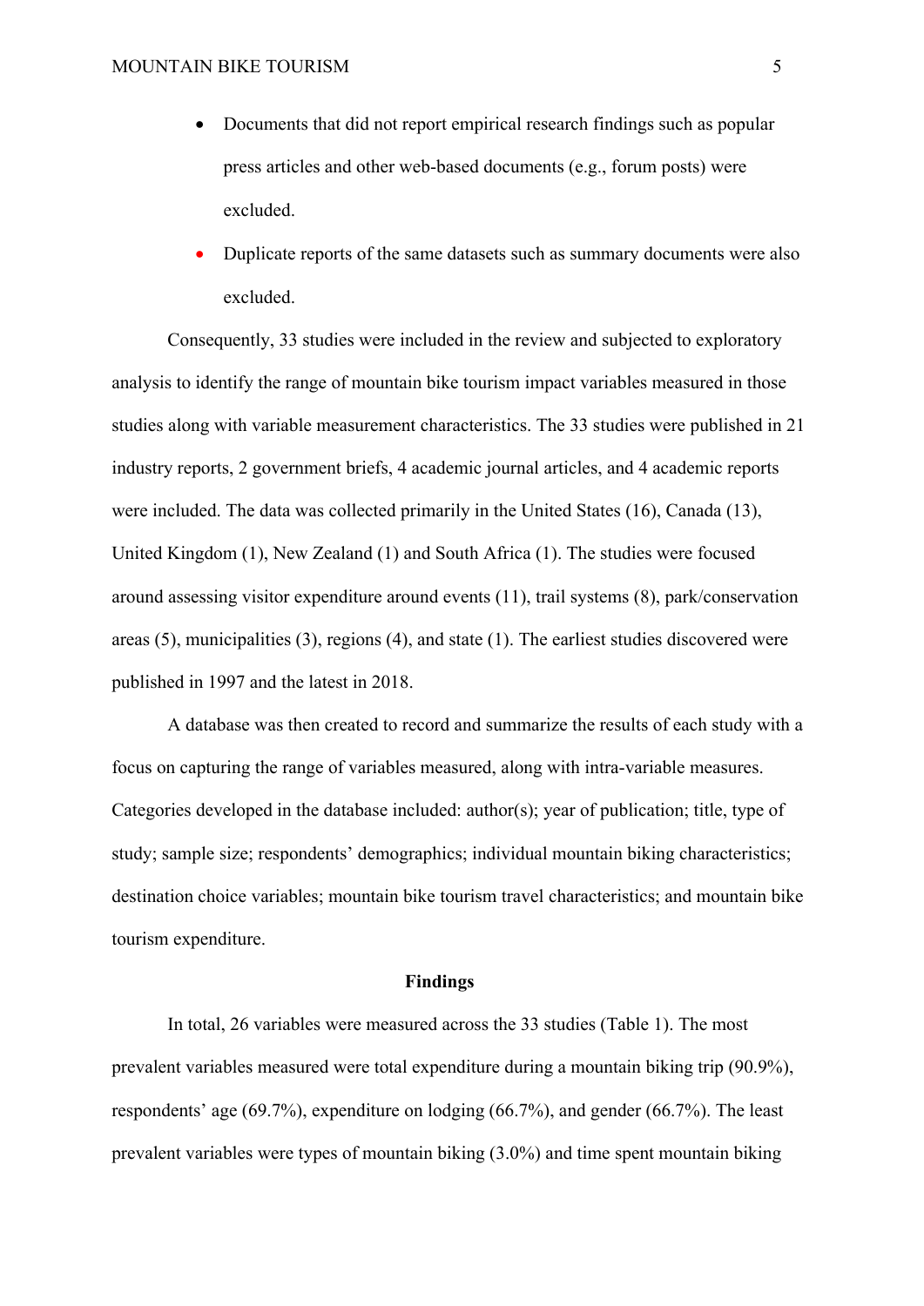- Documents that did not report empirical research findings such as popular press articles and other web-based documents (e.g., forum posts) were excluded.
- Duplicate reports of the same datasets such as summary documents were also excluded.

Consequently, 33 studies were included in the review and subjected to exploratory analysis to identify the range of mountain bike tourism impact variables measured in those studies along with variable measurement characteristics. The 33 studies were published in 21 industry reports, 2 government briefs, 4 academic journal articles, and 4 academic reports were included. The data was collected primarily in the United States (16), Canada (13), United Kingdom (1), New Zealand (1) and South Africa (1). The studies were focused around assessing visitor expenditure around events (11), trail systems (8), park/conservation areas (5), municipalities (3), regions (4), and state (1). The earliest studies discovered were published in 1997 and the latest in 2018.

A database was then created to record and summarize the results of each study with a focus on capturing the range of variables measured, along with intra-variable measures. Categories developed in the database included: author(s); year of publication; title, type of study; sample size; respondents' demographics; individual mountain biking characteristics; destination choice variables; mountain bike tourism travel characteristics; and mountain bike tourism expenditure.

## Findings

In total, 26 variables were measured across the 33 studies (Table 1). The most prevalent variables measured were total expenditure during a mountain biking trip (90.9%), respondents' age (69.7%), expenditure on lodging (66.7%), and gender (66.7%). The least prevalent variables were types of mountain biking (3.0%) and time spent mountain biking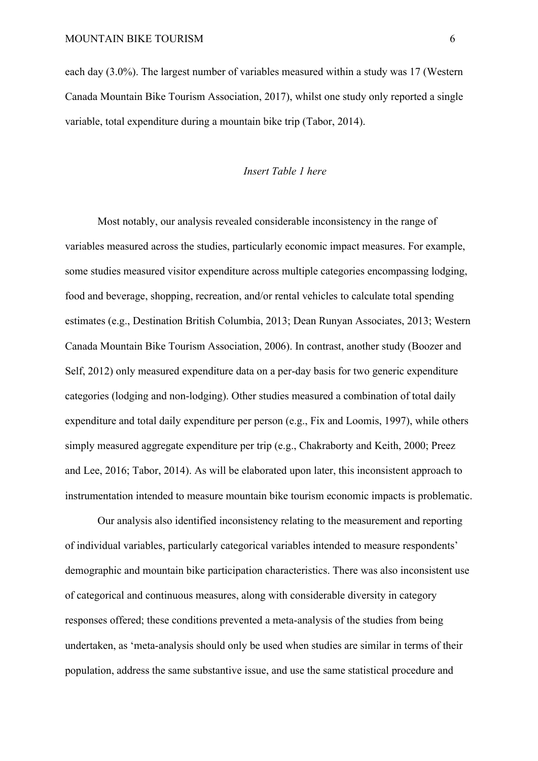each day (3.0%). The largest number of variables measured within a study was 17 (Western Canada Mountain Bike Tourism Association, 2017), whilst one study only reported a single variable, total expenditure during a mountain bike trip (Tabor, 2014).

*Insert Table 1 here*

Most notably, our analysis revealed considerable inconsistency in the range of variables measured across the studies, particularly economic impact measures. For example, some studies measured visitor expenditure across multiple categories encompassing lodging, food and beverage, shopping, recreation, and/or rental vehicles to calculate total spending estimates (e.g., Destination British Columbia, 2013; Dean Runyan Associates, 2013; Western Canada Mountain Bike Tourism Association, 2006). In contrast, another study (Boozer and Self, 2012) only measured expenditure data on a per-day basis for two generic expenditure categories (lodging and non-lodging). Other studies measured a combination of total daily expenditure and total daily expenditure per person (e.g., Fix and Loomis, 1997), while others simply measured aggregate expenditure per trip (e.g., Chakraborty and Keith, 2000; Preez and Lee, 2016; Tabor, 2014). As will be elaborated upon later, this inconsistent approach to instrumentation intended to measure mountain bike tourism economic impacts is problematic.

Our analysis also identified inconsistency relating to the measurement and reporting of individual variables, particularly categorical variables intended to measure respondents' demographic and mountain bike participation characteristics. There was also inconsistent use of categorical and continuous measures, along with considerable diversity in category responses offered; these conditions prevented a meta-analysis of the studies from being undertaken, as 'meta-analysis should only be used when studies are similar in terms of their population, address the same substantive issue, and use the same statistical procedure and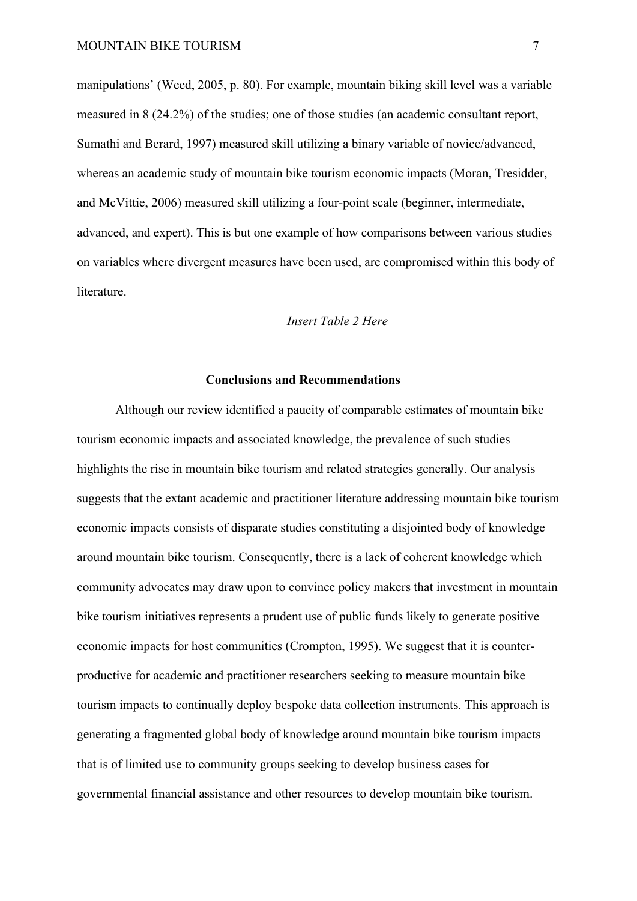manipulations' (Weed, 2005, p. 80). For example, mountain biking skill level was a variable measured in 8 (24.2%) of the studies; one of those studies (an academic consultant report, Sumathi and Berard, 1997) measured skill utilizing a binary variable of novice/advanced, whereas an academic study of mountain bike tourism economic impacts (Moran, Tresidder, and McVittie, 2006) measured skill utilizing a four-point scale (beginner, intermediate, advanced, and expert). This is but one example of how comparisons between various studies on variables where divergent measures have been used, are compromised within this body of literature.

*Insert Table 2 Here*

## Conclusions and Recommendations

Although our review identified a paucity of comparable estimates of mountain bike tourism economic impacts and associated knowledge, the prevalence of such studies highlights the rise in mountain bike tourism and related strategies generally. Our analysis suggests that the extant academic and practitioner literature addressing mountain bike tourism economic impacts consists of disparate studies constituting a disjointed body of knowledge around mountain bike tourism. Consequently, there is a lack of coherent knowledge which community advocates may draw upon to convince policy makers that investment in mountain bike tourism initiatives represents a prudent use of public funds likely to generate positive economic impacts for host communities (Crompton, 1995). We suggest that it is counter-productive for academic and practitioner researchers seeking to measure mountain bike tourism impacts to continually deploy bespoke data collection instruments. This approach is generating a fragmented global body of knowledge around mountain bike tourism impacts that is of limited use to community groups seeking to develop business cases for governmental financial assistance and other resources to develop mountain bike tourism.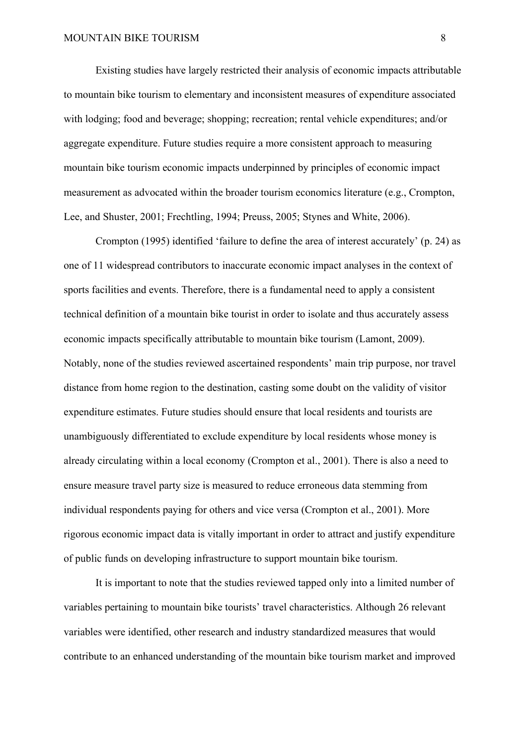Existing studies have largely restricted their analysis of economic impacts attributable to mountain bike tourism to elementary and inconsistent measures of expenditure associated with lodging; food and beverage; shopping; recreation; rental vehicle expenditures; and/or aggregate expenditure. Future studies require a more consistent approach to measuring mountain bike tourism economic impacts underpinned by principles of economic impact measurement as advocated within the broader tourism economics literature (e.g., Crompton, Lee, and Shuster, 2001; Frechtling, 1994; Preuss, 2005; Stynes and White, 2006).

Crompton (1995) identified 'failure to define the area of interest accurately' (p. 24) as one of 11 widespread contributors to inaccurate economic impact analyses in the context of sports facilities and events. Therefore, there is a fundamental need to apply a consistent technical definition of a mountain bike tourist in order to isolate and thus accurately assess economic impacts specifically attributable to mountain bike tourism (Lamont, 2009). Notably, none of the studies reviewed ascertained respondents' main trip purpose, nor travel distance from home region to the destination, casting some doubt on the validity of visitor expenditure estimates. Future studies should ensure that local residents and tourists are unambiguously differentiated to exclude expenditure by local residents whose money is already circulating within a local economy (Crompton et al., 2001). There is also a need to ensure measure travel party size is measured to reduce erroneous data stemming from individual respondents paying for others and vice versa (Crompton et al., 2001). More rigorous economic impact data is vitally important in order to attract and justify expenditure of public funds on developing infrastructure to support mountain bike tourism.

It is important to note that the studies reviewed tapped only into a limited number of variables pertaining to mountain bike tourists' travel characteristics. Although 26 relevant variables were identified, other research and industry standardized measures that would contribute to an enhanced understanding of the mountain bike tourism market and improved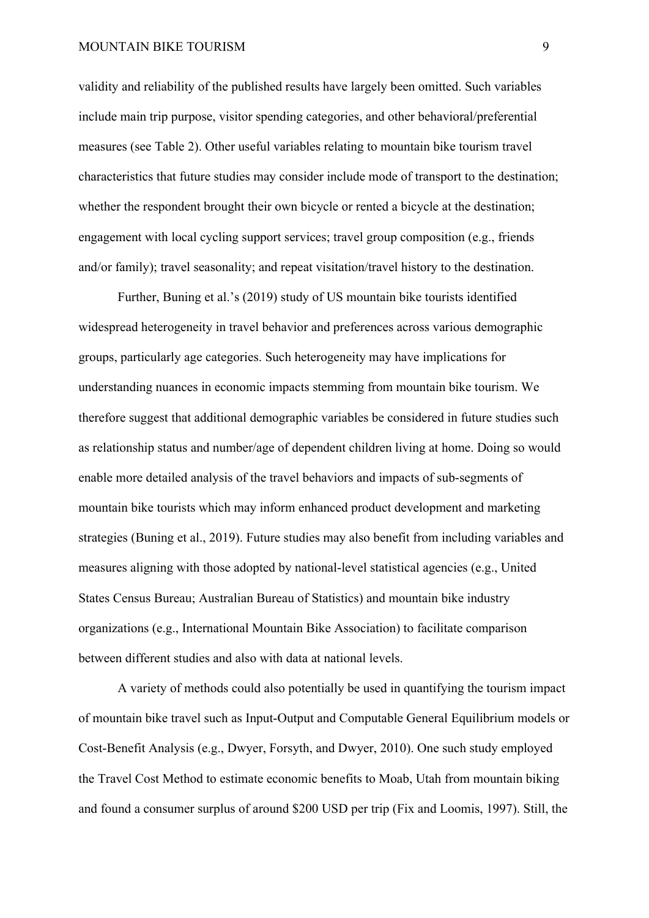validity and reliability of the published results have largely been omitted. Such variables include main trip purpose, visitor spending categories, and other behavioral/preferential measures (see Table 2). Other useful variables relating to mountain bike tourism travel characteristics that future studies may consider include mode of transport to the destination; whether the respondent brought their own bicycle or rented a bicycle at the destination; engagement with local cycling support services; travel group composition (e.g., friends and/or family); travel seasonality; and repeat visitation/travel history to the destination.

Further, Buning et al.'s (2019) study of US mountain bike tourists identified widespread heterogeneity in travel behavior and preferences across various demographic groups, particularly age categories. Such heterogeneity may have implications for understanding nuances in economic impacts stemming from mountain bike tourism. We therefore suggest that additional demographic variables be considered in future studies such as relationship status and number/age of dependent children living at home. Doing so would enable more detailed analysis of the travel behaviors and impacts of sub-segments of mountain bike tourists which may inform enhanced product development and marketing strategies (Buning et al., 2019). Future studies may also benefit from including variables and measures aligning with those adopted by national-level statistical agencies (e.g., United States Census Bureau; Australian Bureau of Statistics) and mountain bike industry organizations (e.g., International Mountain Bike Association) to facilitate comparison between different studies and also with data at national levels.

A variety of methods could also potentially be used in quantifying the tourism impact of mountain bike travel such as Input-Output and Computable General Equilibrium models or Cost-Benefit Analysis (e.g., Dwyer, Forsyth, and Dwyer, 2010). One such study employed the Travel Cost Method to estimate economic benefits to Moab, Utah from mountain biking and found a consumer surplus of around $200 USD per trip (Fix and Loomis, 1997). Still, the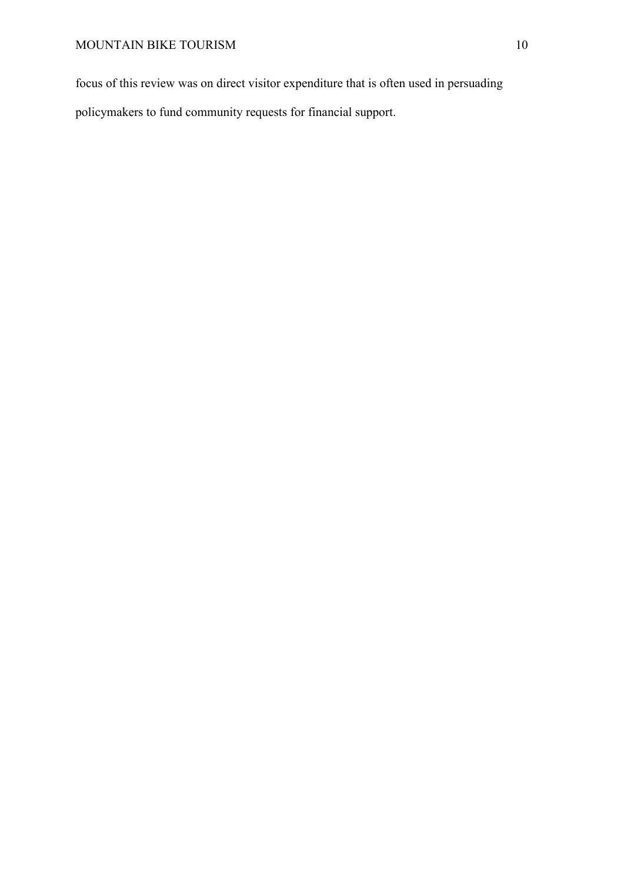focus of this review was on direct visitor expenditure that is often used in persuading policymakers to fund community requests for financial support.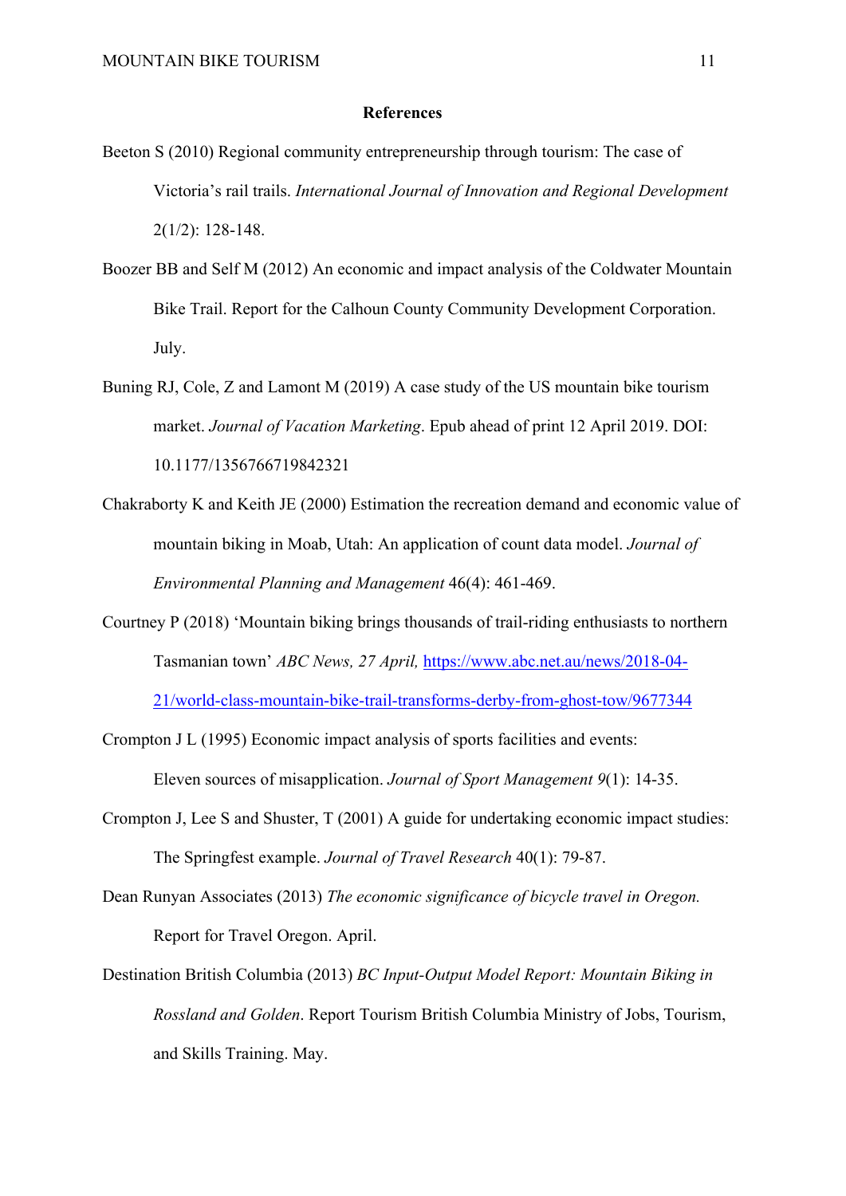**References**

Beeton S (2010) Regional community entrepreneurship through tourism: The case of Victoria's rail trails. *International Journal of Innovation and Regional Development* 2(1/2): 128-148.

Boozer BB and Self M (2012) An economic and impact analysis of the Coldwater Mountain Bike Trail. Report for the Calhoun County Community Development Corporation. July.

Buning RJ, Cole, Z and Lamont M (2019) A case study of the US mountain bike tourism market. *Journal of Vacation Marketing*. Epub ahead of print 12 April 2019. DOI: 10.1177/1356766719842321

Chakraborty K and Keith JE (2000) Estimation the recreation demand and economic value of mountain biking in Moab, Utah: An application of count data model. *Journal of Environmental Planning and Management* 46(4): 461-469.

Courtney P (2018) 'Mountain biking brings thousands of trail-riding enthusiasts to northern Tasmanian town' *ABC News, 27 April,* https://www.abc.net.au/news/2018-04-21/world-class-mountain-bike-trail-transforms-derby-from-ghost-tow/9677344

Crompton J L (1995) Economic impact analysis of sports facilities and events: Eleven sources of misapplication. *Journal of Sport Management 9*(1): 14-35.

Crompton J, Lee S and Shuster, T (2001) A guide for undertaking economic impact studies: The Springfest example. *Journal of Travel Research* 40(1): 79-87.

Dean Runyan Associates (2013) *The economic significance of bicycle travel in Oregon.* Report for Travel Oregon. April.

Destination British Columbia (2013) *BC Input-Output Model Report: Mountain Biking in Rossland and Golden*. Report Tourism British Columbia Ministry of Jobs, Tourism, and Skills Training. May.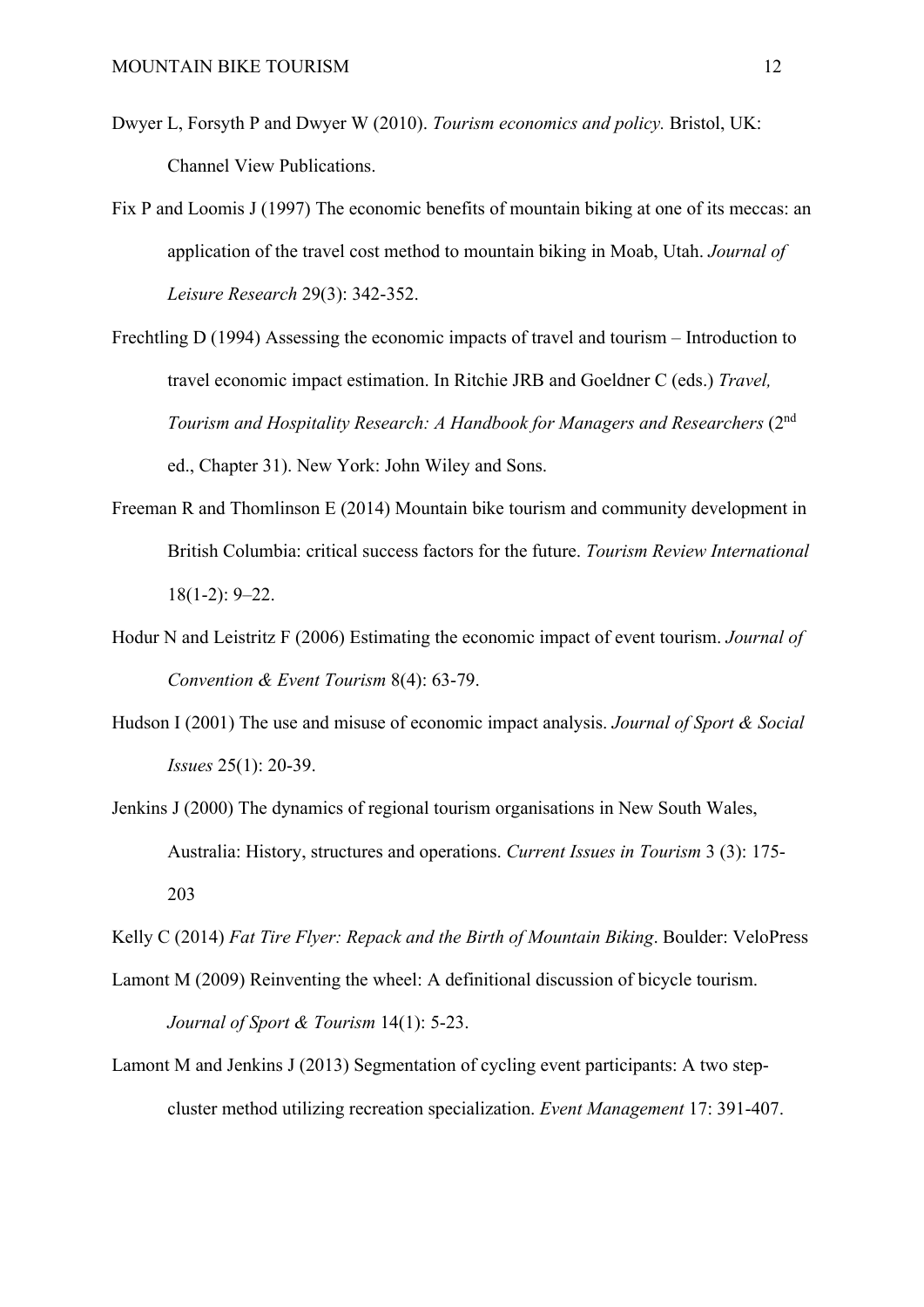Dwyer L, Forsyth P and Dwyer W (2010). *Tourism economics and policy.* Bristol, UK: Channel View Publications.

Fix P and Loomis J (1997) The economic benefits of mountain biking at one of its meccas: an application of the travel cost method to mountain biking in Moab, Utah. *Journal of Leisure Research* 29(3): 342-352.

Frechtling D (1994) Assessing the economic impacts of travel and tourism – Introduction to travel economic impact estimation. In Ritchie JRB and Goeldner C (eds.) *Travel, Tourism and Hospitality Research: A Handbook for Managers and Researchers* (2nd ed., Chapter 31). New York: John Wiley and Sons.

Freeman R and Thomlinson E (2014) Mountain bike tourism and community development in British Columbia: critical success factors for the future. *Tourism Review International* 18(1-2): 9–22.

Hodur N and Leistritz F (2006) Estimating the economic impact of event tourism. *Journal of Convention & Event Tourism* 8(4): 63-79.

Hudson I (2001) The use and misuse of economic impact analysis. *Journal of Sport & Social Issues* 25(1): 20-39.

Jenkins J (2000) The dynamics of regional tourism organisations in New South Wales, Australia: History, structures and operations. *Current Issues in Tourism* 3 (3): 175-203

Kelly C (2014) *Fat Tire Flyer: Repack and the Birth of Mountain Biking*. Boulder: VeloPress

Lamont M (2009) Reinventing the wheel: A definitional discussion of bicycle tourism. *Journal of Sport & Tourism* 14(1): 5-23.

Lamont M and Jenkins J (2013) Segmentation of cycling event participants: A two step-cluster method utilizing recreation specialization. *Event Management* 17: 391-407.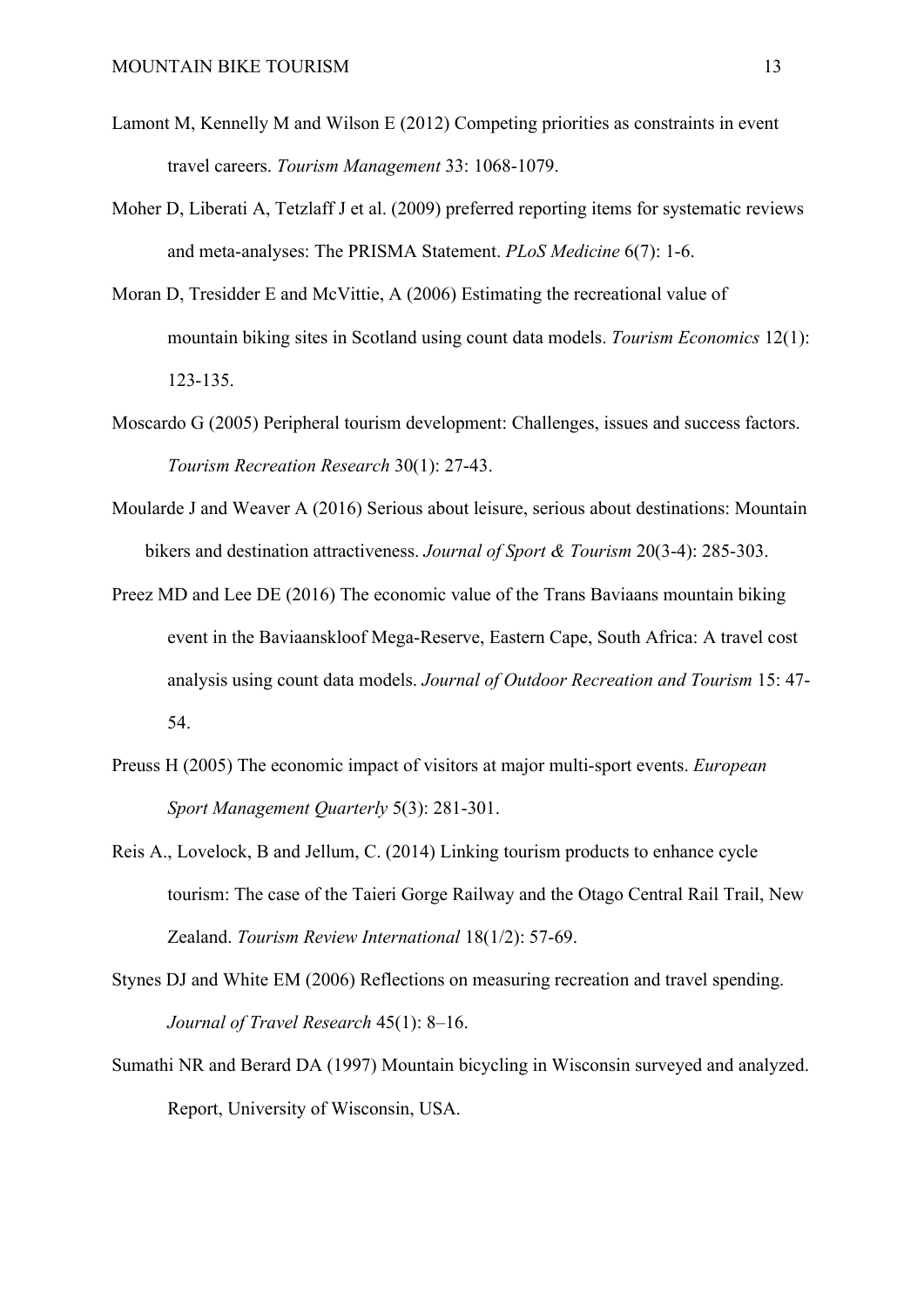Lamont M, Kennelly M and Wilson E (2012) Competing priorities as constraints in event travel careers. *Tourism Management* 33: 1068-1079.

Moher D, Liberati A, Tetzlaff J et al. (2009) preferred reporting items for systematic reviews and meta-analyses: The PRISMA Statement. *PLoS Medicine* 6(7): 1-6.

Moran D, Tresidder E and McVittie, A (2006) Estimating the recreational value of mountain biking sites in Scotland using count data models. *Tourism Economics* 12(1): 123-135.

Moscardo G (2005) Peripheral tourism development: Challenges, issues and success factors. *Tourism Recreation Research* 30(1): 27-43.

Moularde J and Weaver A (2016) Serious about leisure, serious about destinations: Mountain bikers and destination attractiveness. *Journal of Sport & Tourism* 20(3-4): 285-303.

Preez MD and Lee DE (2016) The economic value of the Trans Baviaans mountain biking event in the Baviaanskloof Mega-Reserve, Eastern Cape, South Africa: A travel cost analysis using count data models. *Journal of Outdoor Recreation and Tourism* 15: 47-54.

Preuss H (2005) The economic impact of visitors at major multi-sport events. *European Sport Management Quarterly* 5(3): 281-301.

Reis A., Lovelock, B and Jellum, C. (2014) Linking tourism products to enhance cycle tourism: The case of the Taieri Gorge Railway and the Otago Central Rail Trail, New Zealand. *Tourism Review International* 18(1/2): 57-69.

Stynes DJ and White EM (2006) Reflections on measuring recreation and travel spending. *Journal of Travel Research* 45(1): 8–16.

Sumathi NR and Berard DA (1997) Mountain bicycling in Wisconsin surveyed and analyzed. Report, University of Wisconsin, USA.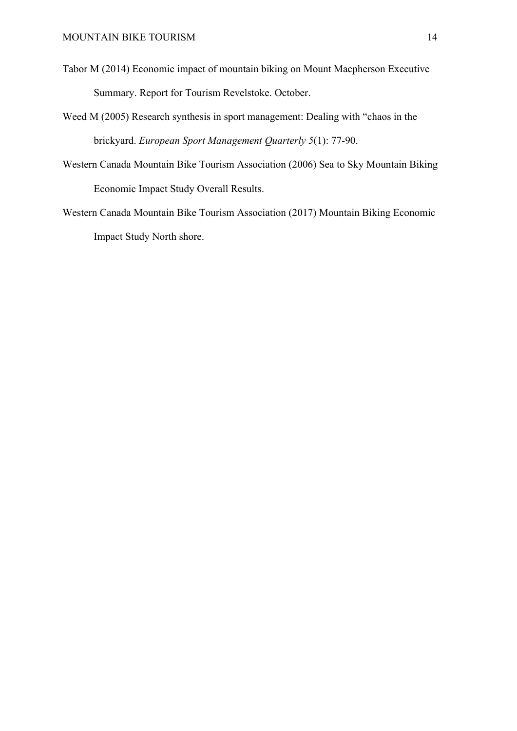Tabor M (2014) Economic impact of mountain biking on Mount Macpherson Executive Summary. Report for Tourism Revelstoke. October.

Weed M (2005) Research synthesis in sport management: Dealing with "chaos in the brickyard. *European Sport Management Quarterly 5*(1): 77-90.

Western Canada Mountain Bike Tourism Association (2006) Sea to Sky Mountain Biking Economic Impact Study Overall Results.

Western Canada Mountain Bike Tourism Association (2017) Mountain Biking Economic Impact Study North shore.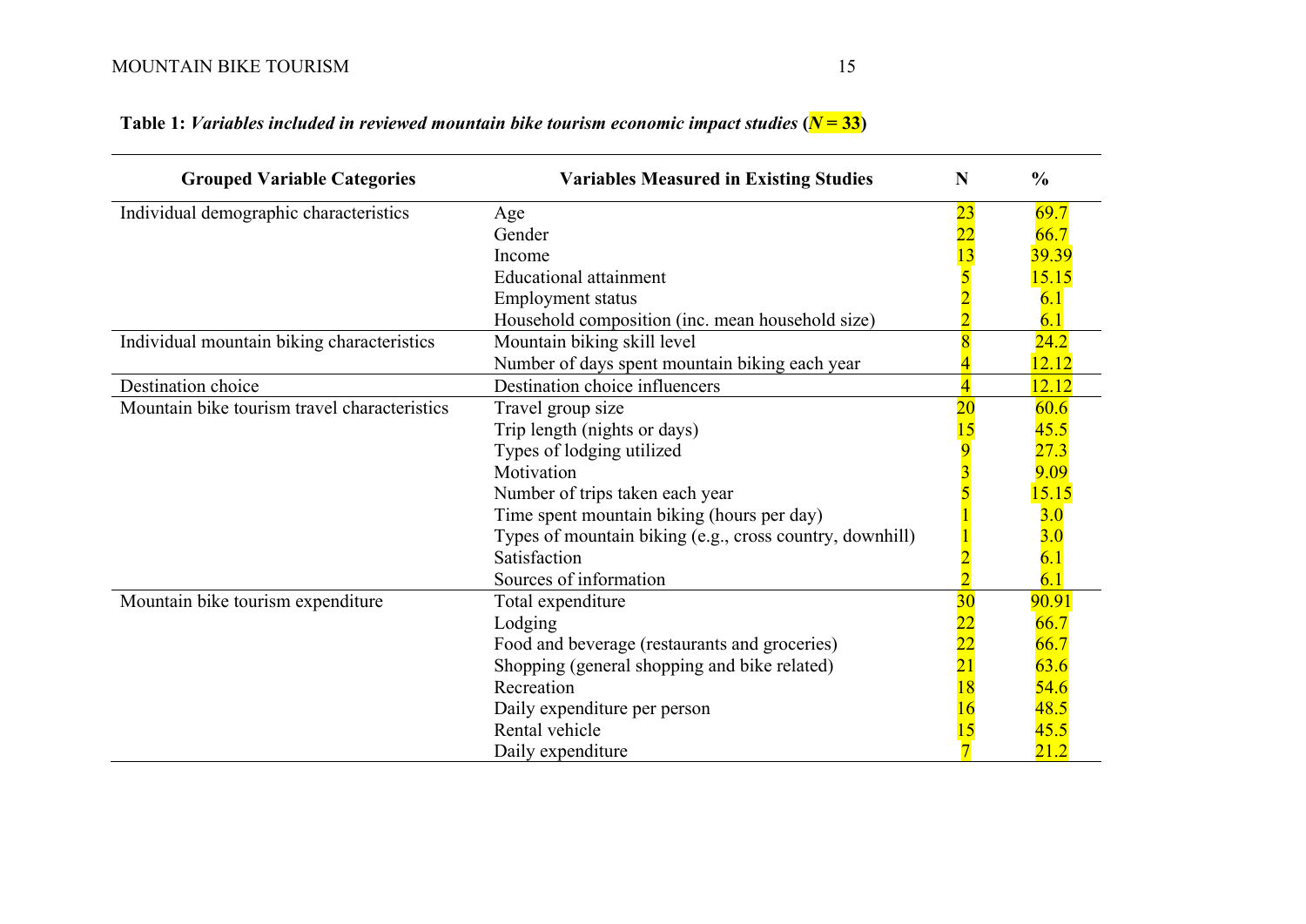**Table 1:** ***Variables included in reviewed mountain bike tourism economic impact studies (N = 33)***

| Grouped Variable Categories | Variables Measured in Existing Studies | N | % |
|---|---|---|---|
| Individual demographic characteristics | Age | 23 | 69.7 |
| | Gender | 22 | 66.7 |
| | Income | 13 | 39.39 |
| | Educational attainment | 5 | 15.15 |
| | Employment status | 2 | 6.1 |
| | Household composition (inc. mean household size) | 2 | 6.1 |
| Individual mountain biking characteristics | Mountain biking skill level | 8 | 24.2 |
| | Number of days spent mountain biking each year | 4 | 12.12 |
| Destination choice | Destination choice influencers | 4 | 12.12 |
| Mountain bike tourism travel characteristics | Travel group size | 20 | 60.6 |
| | Trip length (nights or days) | 15 | 45.5 |
| | Types of lodging utilized | 9 | 27.3 |
| | Motivation | 3 | 9.09 |
| | Number of trips taken each year | 5 | 15.15 |
| | Time spent mountain biking (hours per day) | 1 | 3.0 |
| | Types of mountain biking (e.g., cross country, downhill) | 1 | 3.0 |
| | Satisfaction | 2 | 6.1 |
| | Sources of information | 2 | 6.1 |
| Mountain bike tourism expenditure | Total expenditure | 30 | 90.91 |
| | Lodging | 22 | 66.7 |
| | Food and beverage (restaurants and groceries) | 22 | 66.7 |
| | Shopping (general shopping and bike related) | 21 | 63.6 |
| | Recreation | 18 | 54.6 |
| | Daily expenditure per person | 16 | 48.5 |
| | Rental vehicle | 15 | 45.5 |
| | Daily expenditure | 7 | 21.2 |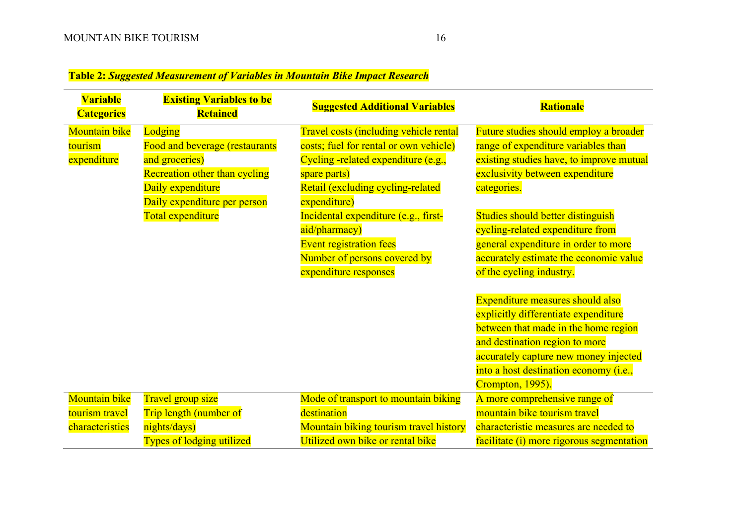**Table 2:** ***Suggested Measurement of Variables in Mountain Bike Impact Research***

| Variable Categories | Existing Variables to be Retained | Suggested Additional Variables | Rationale |
|---|---|---|---|
| Mountain bike tourism expenditure | Lodging<br>Food and beverage (restaurants and groceries)<br>Recreation other than cycling<br>Daily expenditure<br>Daily expenditure per person<br>Total expenditure | Travel costs (including vehicle rental costs; fuel for rental or own vehicle)<br>Cycling -related expenditure (e.g., spare parts)<br>Retail (excluding cycling-related expenditure)<br>Incidental expenditure (e.g., first-aid/pharmacy)<br>Event registration fees<br>Number of persons covered by expenditure responses | Future studies should employ a broader range of expenditure variables than existing studies have, to improve mutual exclusivity between expenditure categories.<br><br>Studies should better distinguish cycling-related expenditure from general expenditure in order to more accurately estimate the economic value of the cycling industry.<br><br>Expenditure measures should also explicitly differentiate expenditure between that made in the home region and destination region to more accurately capture new money injected into a host destination economy (i.e., Crompton, 1995). |
| Mountain bike tourism travel characteristics | Travel group size<br>Trip length (number of nights/days)<br>Types of lodging utilized | Mode of transport to mountain biking destination<br>Mountain biking tourism travel history<br>Utilized own bike or rental bike | A more comprehensive range of mountain bike tourism travel characteristic measures are needed to facilitate (i) more rigorous segmentation |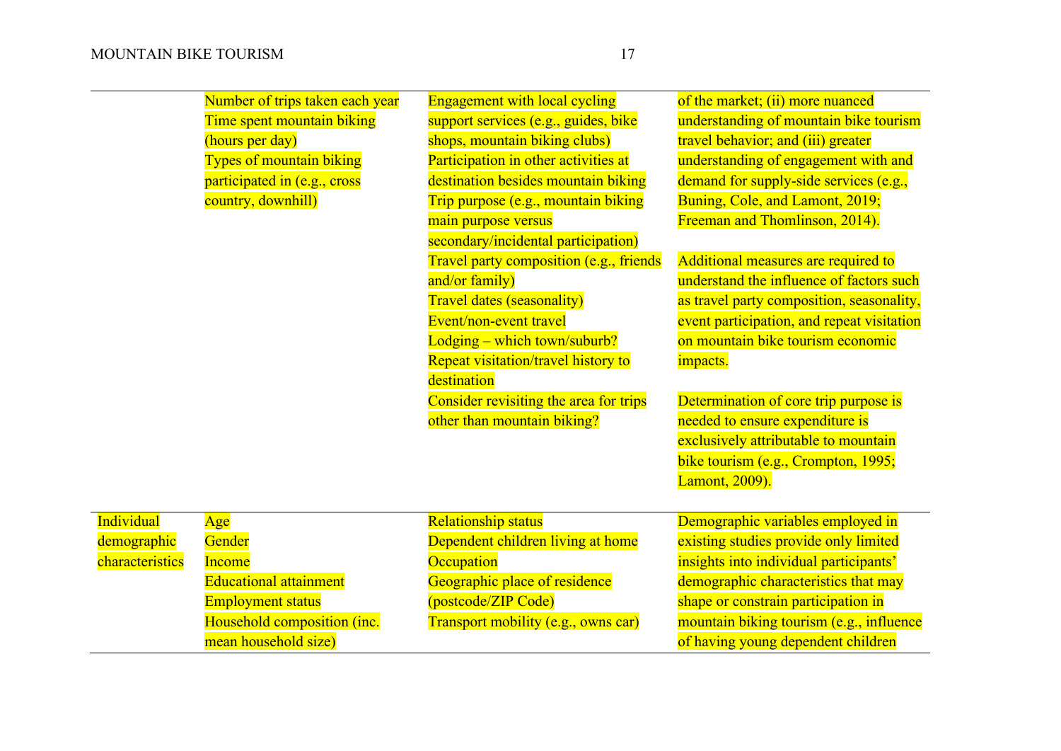| | | | |
|---|---|---|---|
| | Number of trips taken each year<br>Time spent mountain biking (hours per day)<br>Types of mountain biking participated in (e.g., cross country, downhill) | Engagement with local cycling support services (e.g., guides, bike shops, mountain biking clubs)<br>Participation in other activities at destination besides mountain biking<br>Trip purpose (e.g., mountain biking main purpose versus secondary/incidental participation)<br>Travel party composition (e.g., friends and/or family)<br>Travel dates (seasonality)<br>Event/non-event travel<br>Lodging – which town/suburb?<br>Repeat visitation/travel history to destination<br>Consider revisiting the area for trips other than mountain biking? | of the market; (ii) more nuanced understanding of mountain bike tourism travel behavior; and (iii) greater understanding of engagement with and demand for supply-side services (e.g., Buning, Cole, and Lamont, 2019; Freeman and Thomlinson, 2014).<br><br>Additional measures are required to understand the influence of factors such as travel party composition, seasonality, event participation, and repeat visitation on mountain bike tourism economic impacts.<br><br>Determination of core trip purpose is needed to ensure expenditure is exclusively attributable to mountain bike tourism (e.g., Crompton, 1995; Lamont, 2009). |
| Individual demographic characteristics | Age<br>Gender<br>Income<br>Educational attainment<br>Employment status<br>Household composition (inc. mean household size) | Relationship status<br>Dependent children living at home<br>Occupation<br>Geographic place of residence (postcode/ZIP Code)<br>Transport mobility (e.g., owns car) | Demographic variables employed in existing studies provide only limited insights into individual participants' demographic characteristics that may shape or constrain participation in mountain biking tourism (e.g., influence of having young dependent children |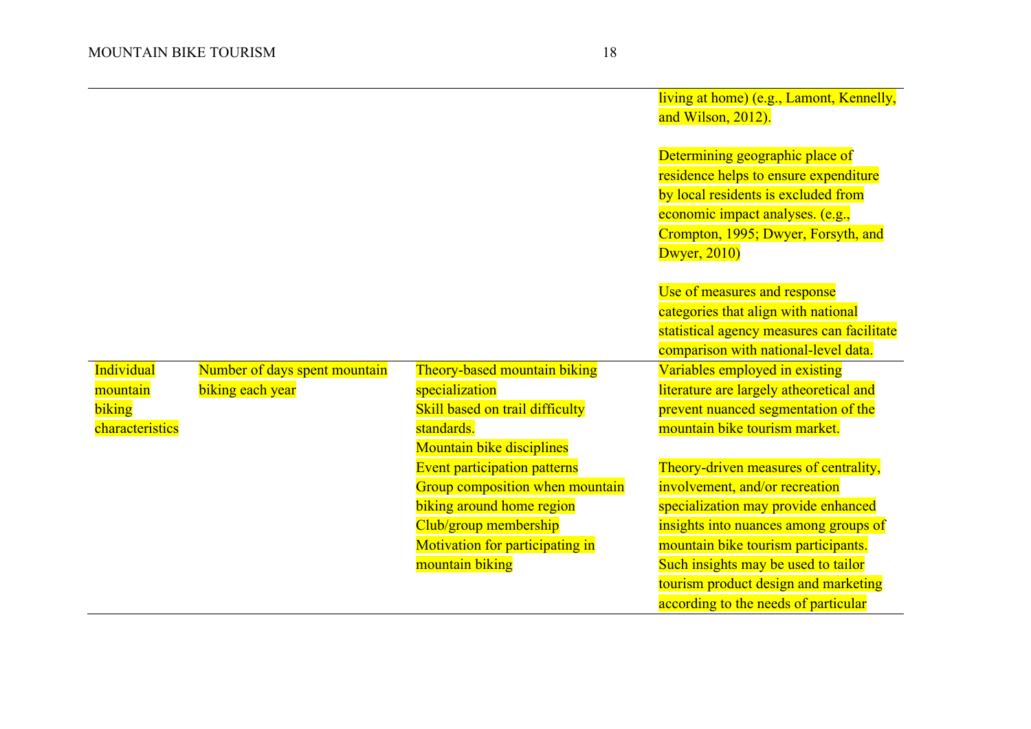| | | | |
|---|---|---|---|
| | | | living at home) (e.g., Lamont, Kennelly, and Wilson, 2012).<br><br>Determining geographic place of residence helps to ensure expenditure by local residents is excluded from economic impact analyses. (e.g., Crompton, 1995; Dwyer, Forsyth, and Dwyer, 2010)<br><br>Use of measures and response categories that align with national statistical agency measures can facilitate comparison with national-level data. |
| Individual mountain biking characteristics | Number of days spent mountain biking each year | Theory-based mountain biking specialization<br>Skill based on trail difficulty standards.<br>Mountain bike disciplines<br>Event participation patterns<br>Group composition when mountain biking around home region<br>Club/group membership<br>Motivation for participating in mountain biking | Variables employed in existing literature are largely atheoretical and prevent nuanced segmentation of the mountain bike tourism market.<br><br>Theory-driven measures of centrality, involvement, and/or recreation specialization may provide enhanced insights into nuances among groups of mountain bike tourism participants. Such insights may be used to tailor tourism product design and marketing according to the needs of particular |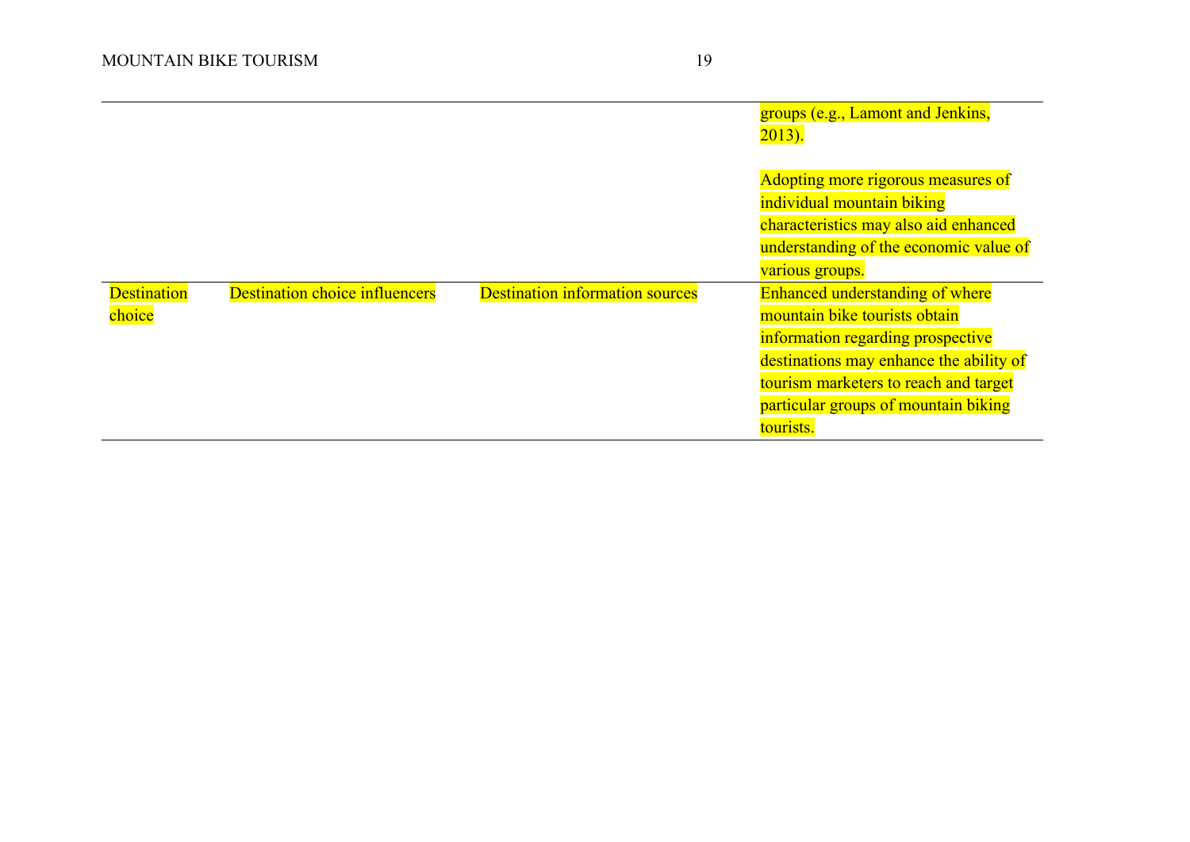| | | | |
|---|---|---|---|
| | | | groups (e.g., Lamont and Jenkins, 2013).<br><br>Adopting more rigorous measures of individual mountain biking characteristics may also aid enhanced understanding of the economic value of various groups. |
| Destination choice | Destination choice influencers | Destination information sources | Enhanced understanding of where mountain bike tourists obtain information regarding prospective destinations may enhance the ability of tourism marketers to reach and target particular groups of mountain biking tourists. |